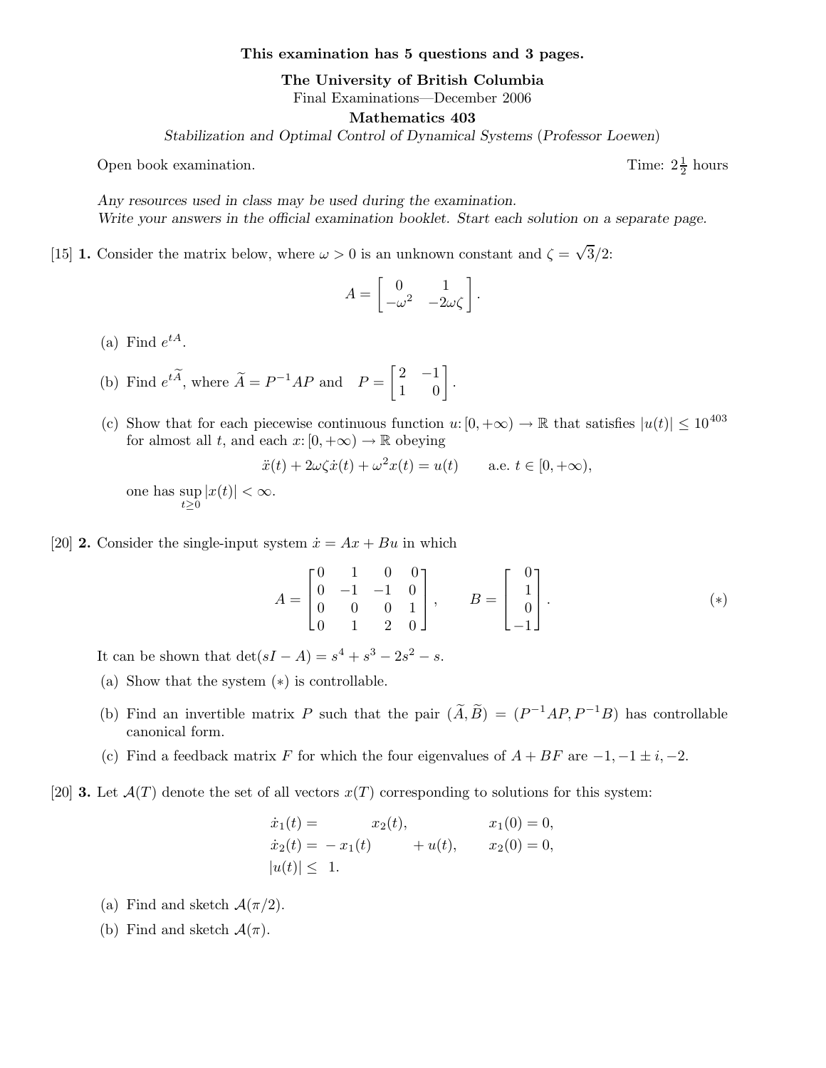**This examination has 5 questions and 3 pages.**

**The University of British Columbia**

Final Examinations—December 2006

**Mathematics 403**

*Stabilization and Optimal Control of Dynamical Systems* (*Professor Loewen*)

Open book examination. Time: $2\frac{1}{2}$ hours

*Any resources used in class may be used during the examination.*
*Write your answers in the official examination booklet. Start each solution on a separate page.*

[15] **1.** Consider the matrix below, where $\omega > 0$ is an unknown constant and $\zeta = \sqrt{3}/2$:

$$A = \begin{bmatrix} 0 & 1 \\ -\omega^2 & -2\omega\zeta \end{bmatrix}.$$

(a) Find $e^{tA}$.

(b) Find $e^{t\widetilde{A}}$, where $\widetilde{A} = P^{-1}AP$ and $P = \begin{bmatrix} 2 & -1 \\ 1 & 0 \end{bmatrix}$.

(c) Show that for each piecewise continuous function $u\colon [0, +\infty) \to \mathbb{R}$ that satisfies $|u(t)| \leq 10^{403}$ for almost all $t$, and each $x\colon [0, +\infty) \to \mathbb{R}$ obeying

$$\ddot{x}(t) + 2\omega\zeta\dot{x}(t) + \omega^2 x(t) = u(t) \qquad \text{a.e. } t \in [0, +\infty),$$

one has $\sup\limits_{t \geq 0} |x(t)| < \infty$.

[20] **2.** Consider the single-input system $\dot{x} = Ax + Bu$ in which

$$A = \begin{bmatrix} 0 & 1 & 0 & 0 \\ 0 & -1 & -1 & 0 \\ 0 & 0 & 0 & 1 \\ 0 & 1 & 2 & 0 \end{bmatrix}, \qquad B = \begin{bmatrix} 0 \\ 1 \\ 0 \\ -1 \end{bmatrix}. \qquad (*)$$

It can be shown that $\det(sI - A) = s^4 + s^3 - 2s^2 - s$.

(a) Show that the system $(*)$ is controllable.

(b) Find an invertible matrix $P$ such that the pair $(\widetilde{A}, \widetilde{B}) = (P^{-1}AP, P^{-1}B)$ has controllable canonical form.

(c) Find a feedback matrix $F$ for which the four eigenvalues of $A + BF$ are $-1, -1 \pm i, -2$.

[20] **3.** Let $\mathcal{A}(T)$ denote the set of all vectors $x(T)$ corresponding to solutions for this system:

$$\begin{aligned} \dot{x}_1(t) &= \phantom{-x_1(t)} \; x_2(t), & x_1(0) &= 0, \\ \dot{x}_2(t) &= -x_1(t) \qquad + u(t), & x_2(0) &= 0, \\ |u(t)| &\leq 1. \end{aligned}$$

(a) Find and sketch $\mathcal{A}(\pi/2)$.

(b) Find and sketch $\mathcal{A}(\pi)$.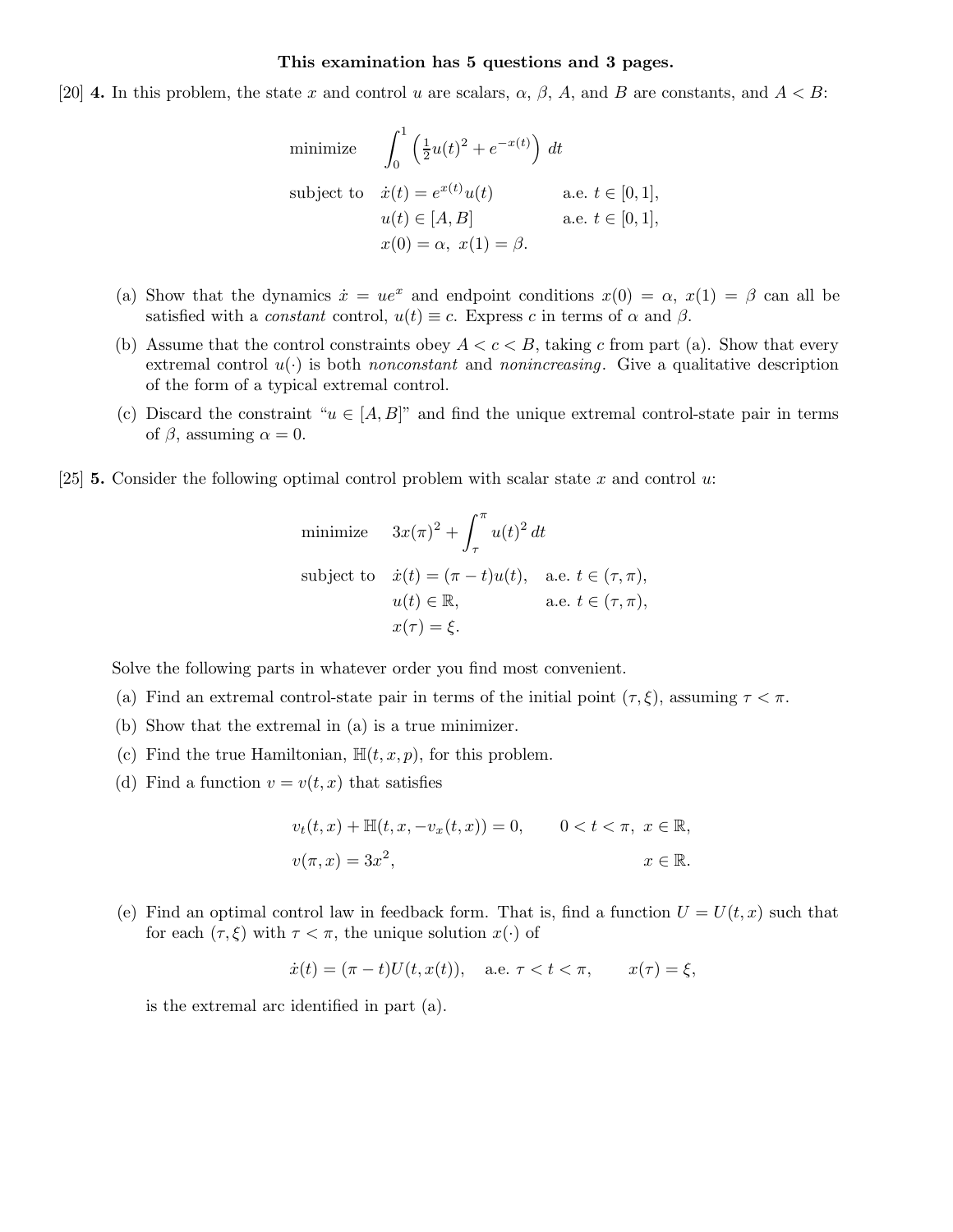**This examination has 5 questions and 3 pages.**

[20] **4.** In this problem, the state $x$ and control $u$ are scalars, $\alpha$, $\beta$, $A$, and $B$ are constants, and $A < B$:

$$
\begin{aligned}
\text{minimize} \quad & \int_0^1 \left( \tfrac{1}{2}u(t)^2 + e^{-x(t)} \right) dt \\
\text{subject to} \quad & \dot{x}(t) = e^{x(t)}u(t) && \text{a.e. } t \in [0,1], \\
& u(t) \in [A, B] && \text{a.e. } t \in [0,1], \\
& x(0) = \alpha, \ x(1) = \beta.
\end{aligned}
$$

(a) Show that the dynamics $\dot{x} = ue^x$ and endpoint conditions $x(0) = \alpha$, $x(1) = \beta$ can all be satisfied with a *constant* control, $u(t) \equiv c$. Express $c$ in terms of $\alpha$ and $\beta$.

(b) Assume that the control constraints obey $A < c < B$, taking $c$ from part (a). Show that every extremal control $u(\cdot)$ is both *nonconstant* and *nonincreasing*. Give a qualitative description of the form of a typical extremal control.

(c) Discard the constraint "$u \in [A, B]$" and find the unique extremal control-state pair in terms of $\beta$, assuming $\alpha = 0$.

[25] **5.** Consider the following optimal control problem with scalar state $x$ and control $u$:

$$
\begin{aligned}
\text{minimize} \quad & 3x(\pi)^2 + \int_\tau^\pi u(t)^2 \, dt \\
\text{subject to} \quad & \dot{x}(t) = (\pi - t)u(t), && \text{a.e. } t \in (\tau, \pi), \\
& u(t) \in \mathbb{R}, && \text{a.e. } t \in (\tau, \pi), \\
& x(\tau) = \xi.
\end{aligned}
$$

Solve the following parts in whatever order you find most convenient.

(a) Find an extremal control-state pair in terms of the initial point $(\tau, \xi)$, assuming $\tau < \pi$.

(b) Show that the extremal in (a) is a true minimizer.

(c) Find the true Hamiltonian, $\mathbb{H}(t, x, p)$, for this problem.

(d) Find a function $v = v(t, x)$ that satisfies

$$
\begin{aligned}
& v_t(t, x) + \mathbb{H}(t, x, -v_x(t, x)) = 0, && 0 < t < \pi, \ x \in \mathbb{R}, \\
& v(\pi, x) = 3x^2, && x \in \mathbb{R}.
\end{aligned}
$$

(e) Find an optimal control law in feedback form. That is, find a function $U = U(t, x)$ such that for each $(\tau, \xi)$ with $\tau < \pi$, the unique solution $x(\cdot)$ of

$$
\dot{x}(t) = (\pi - t)U(t, x(t)), \quad \text{a.e. } \tau < t < \pi, \qquad x(\tau) = \xi,
$$

is the extremal arc identified in part (a).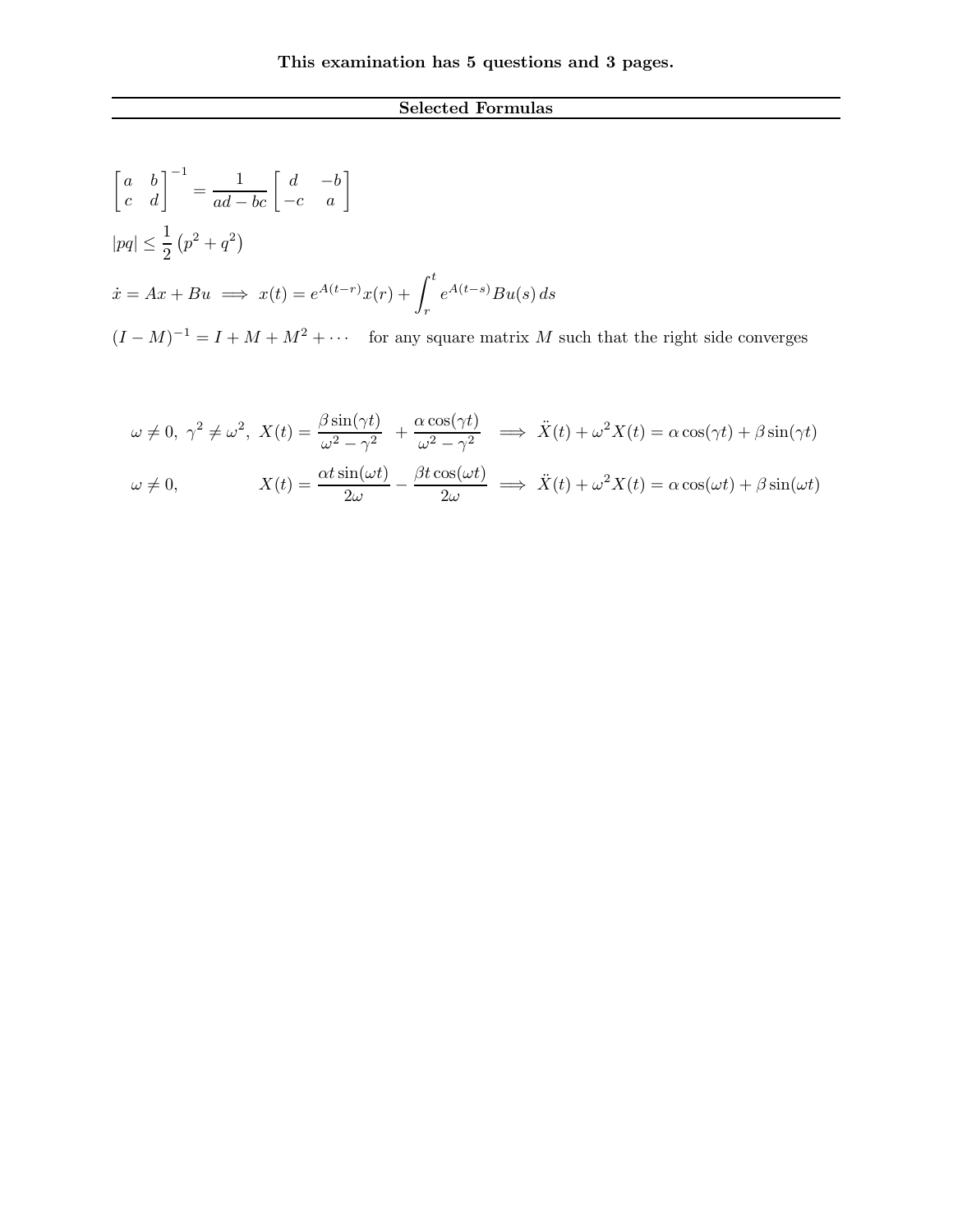**This examination has 5 questions and 3 pages.**

---

**Selected Formulas**

---

$$\begin{bmatrix} a & b \\ c & d \end{bmatrix}^{-1} = \frac{1}{ad-bc}\begin{bmatrix} d & -b \\ -c & a \end{bmatrix}$$

$$|pq| \le \frac{1}{2}\left(p^2+q^2\right)$$

$$\dot{x} = Ax + Bu \implies x(t) = e^{A(t-r)}x(r) + \int_r^t e^{A(t-s)}Bu(s)\,ds$$

$(I-M)^{-1} = I + M + M^2 + \cdots$ for any square matrix $M$ such that the right side converges

$$\omega \neq 0,\ \gamma^2 \neq \omega^2,\ X(t) = \frac{\beta\sin(\gamma t)}{\omega^2-\gamma^2} + \frac{\alpha\cos(\gamma t)}{\omega^2-\gamma^2} \implies \ddot{X}(t) + \omega^2 X(t) = \alpha\cos(\gamma t) + \beta\sin(\gamma t)$$

$$\omega \neq 0, \qquad X(t) = \frac{\alpha t\sin(\omega t)}{2\omega} - \frac{\beta t\cos(\omega t)}{2\omega} \implies \ddot{X}(t) + \omega^2 X(t) = \alpha\cos(\omega t) + \beta\sin(\omega t)$$